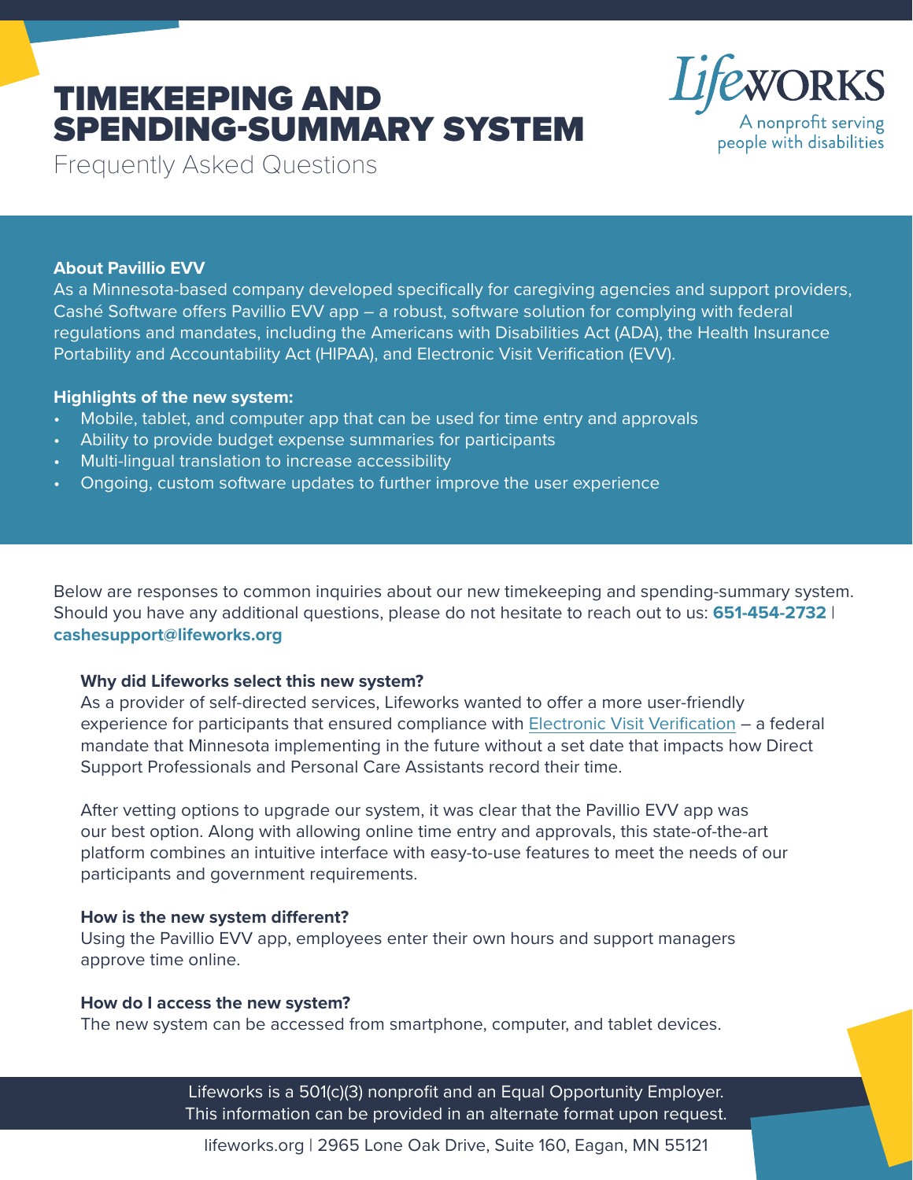# TIMEKEEPING AND SPENDING-SUMMARY SYSTEM

Frequently Asked Questions

Lifeworks
A nonprofit serving people with disabilities

**About Pavillio EVV**

As a Minnesota-based company developed specifically for caregiving agencies and support providers, Cashé Software offers Pavillio EVV app – a robust, software solution for complying with federal regulations and mandates, including the Americans with Disabilities Act (ADA), the Health Insurance Portability and Accountability Act (HIPAA), and Electronic Visit Verification (EVV).

**Highlights of the new system:**

- Mobile, tablet, and computer app that can be used for time entry and approvals
- Ability to provide budget expense summaries for participants
- Multi-lingual translation to increase accessibility
- Ongoing, custom software updates to further improve the user experience

Below are responses to common inquiries about our new timekeeping and spending-summary system. Should you have any additional questions, please do not hesitate to reach out to us: **651-454-2732** | **cashesupport@lifeworks.org**

**Why did Lifeworks select this new system?**

As a provider of self-directed services, Lifeworks wanted to offer a more user-friendly experience for participants that ensured compliance with Electronic Visit Verification – a federal mandate that Minnesota implementing in the future without a set date that impacts how Direct Support Professionals and Personal Care Assistants record their time.

After vetting options to upgrade our system, it was clear that the Pavillio EVV app was our best option. Along with allowing online time entry and approvals, this state-of-the-art platform combines an intuitive interface with easy-to-use features to meet the needs of our participants and government requirements.

**How is the new system different?**

Using the Pavillio EVV app, employees enter their own hours and support managers approve time online.

**How do I access the new system?**

The new system can be accessed from smartphone, computer, and tablet devices.

Lifeworks is a 501(c)(3) nonprofit and an Equal Opportunity Employer.
This information can be provided in an alternate format upon request.

lifeworks.org | 2965 Lone Oak Drive, Suite 160, Eagan, MN 55121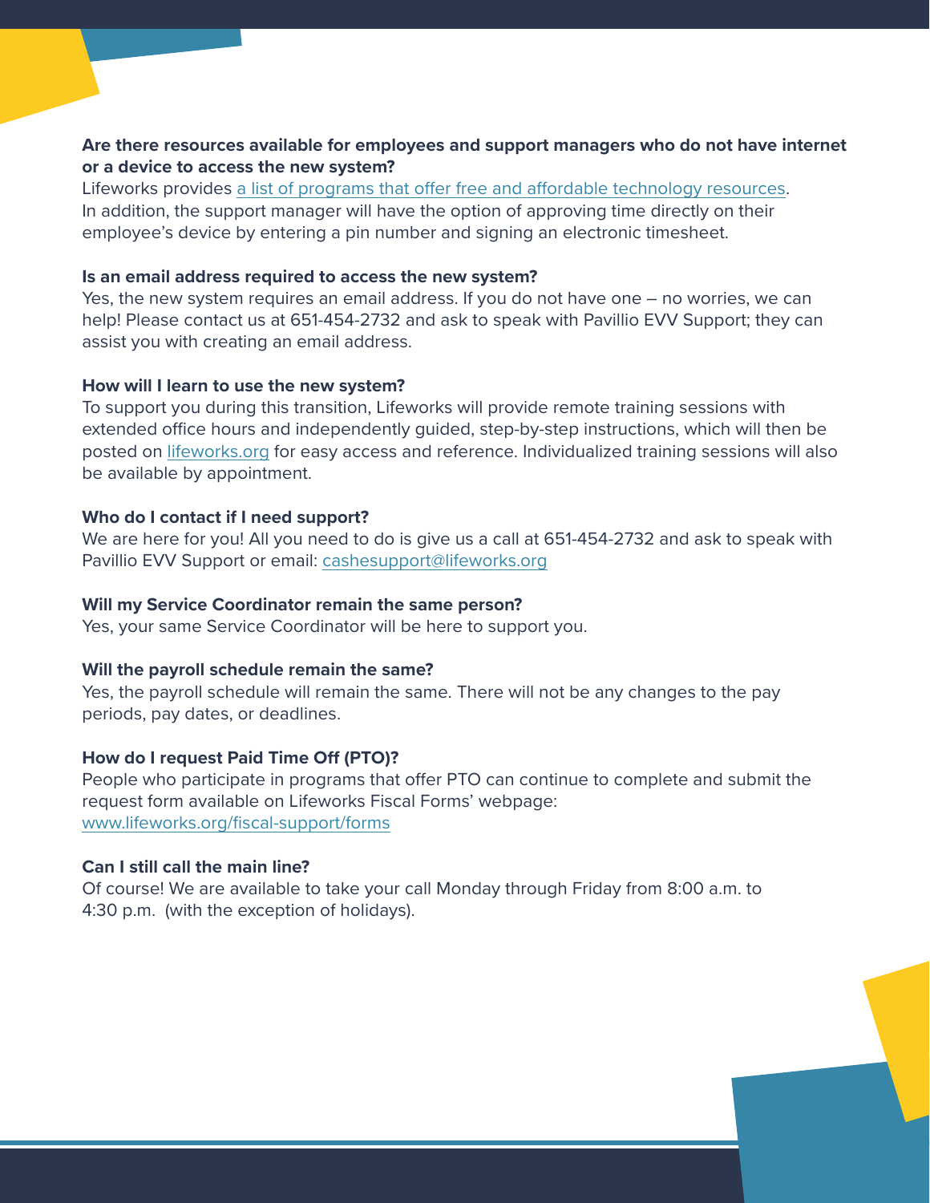**Are there resources available for employees and support managers who do not have internet or a device to access the new system?**

Lifeworks provides a list of programs that offer free and affordable technology resources. In addition, the support manager will have the option of approving time directly on their employee's device by entering a pin number and signing an electronic timesheet.

**Is an email address required to access the new system?**

Yes, the new system requires an email address. If you do not have one – no worries, we can help! Please contact us at 651-454-2732 and ask to speak with Pavillio EVV Support; they can assist you with creating an email address.

**How will I learn to use the new system?**

To support you during this transition, Lifeworks will provide remote training sessions with extended office hours and independently guided, step-by-step instructions, which will then be posted on lifeworks.org for easy access and reference. Individualized training sessions will also be available by appointment.

**Who do I contact if I need support?**

We are here for you! All you need to do is give us a call at 651-454-2732 and ask to speak with Pavillio EVV Support or email: cashesupport@lifeworks.org

**Will my Service Coordinator remain the same person?**

Yes, your same Service Coordinator will be here to support you.

**Will the payroll schedule remain the same?**

Yes, the payroll schedule will remain the same. There will not be any changes to the pay periods, pay dates, or deadlines.

**How do I request Paid Time Off (PTO)?**

People who participate in programs that offer PTO can continue to complete and submit the request form available on Lifeworks Fiscal Forms' webpage: www.lifeworks.org/fiscal-support/forms

**Can I still call the main line?**

Of course! We are available to take your call Monday through Friday from 8:00 a.m. to 4:30 p.m. (with the exception of holidays).